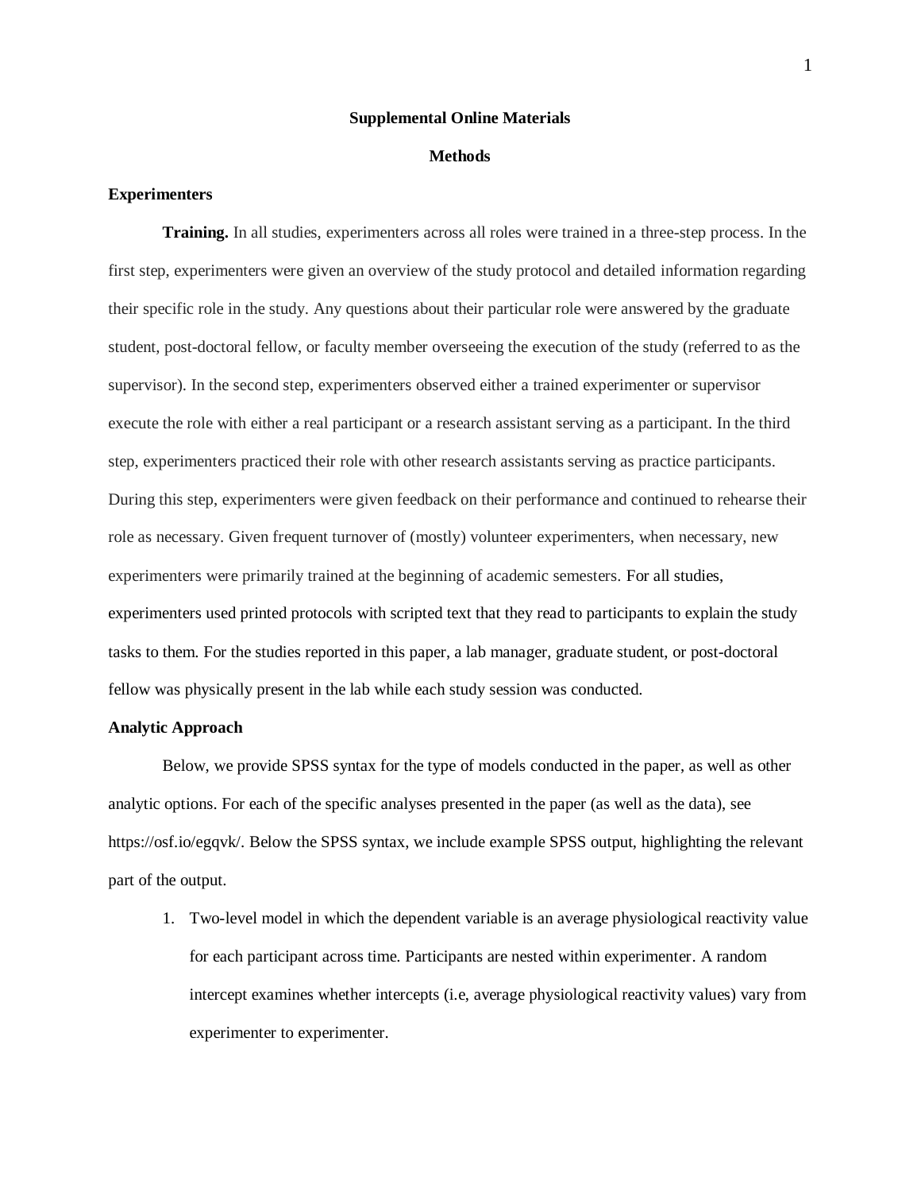# Supplemental Online Materials

## Methods

### Experimenters

**Training.** In all studies, experimenters across all roles were trained in a three-step process. In the first step, experimenters were given an overview of the study protocol and detailed information regarding their specific role in the study. Any questions about their particular role were answered by the graduate student, post-doctoral fellow, or faculty member overseeing the execution of the study (referred to as the supervisor). In the second step, experimenters observed either a trained experimenter or supervisor execute the role with either a real participant or a research assistant serving as a participant. In the third step, experimenters practiced their role with other research assistants serving as practice participants. During this step, experimenters were given feedback on their performance and continued to rehearse their role as necessary. Given frequent turnover of (mostly) volunteer experimenters, when necessary, new experimenters were primarily trained at the beginning of academic semesters. For all studies, experimenters used printed protocols with scripted text that they read to participants to explain the study tasks to them. For the studies reported in this paper, a lab manager, graduate student, or post-doctoral fellow was physically present in the lab while each study session was conducted.

### Analytic Approach

Below, we provide SPSS syntax for the type of models conducted in the paper, as well as other analytic options. For each of the specific analyses presented in the paper (as well as the data), see https://osf.io/egqvk/. Below the SPSS syntax, we include example SPSS output, highlighting the relevant part of the output.

1. Two-level model in which the dependent variable is an average physiological reactivity value for each participant across time. Participants are nested within experimenter. A random intercept examines whether intercepts (i.e, average physiological reactivity values) vary from experimenter to experimenter.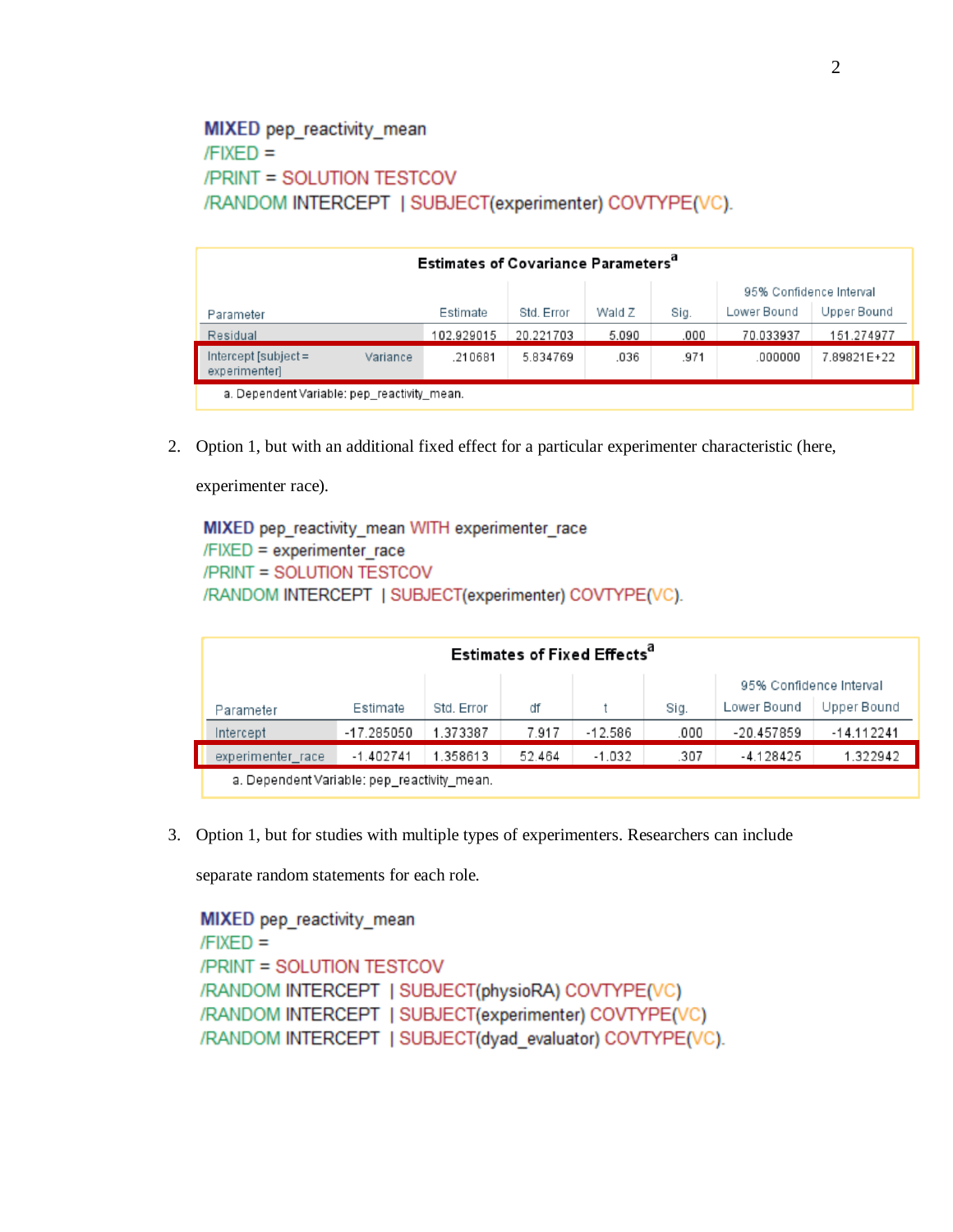```
MIXED pep_reactivity_mean
/FIXED =
/PRINT = SOLUTION TESTCOV
/RANDOM INTERCEPT | SUBJECT(experimenter) COVTYPE(VC).
```

**Estimates of Covariance Parameters[a]**

| Parameter | | Estimate | Std. Error | Wald Z | Sig. | 95% Confidence Interval | |
|---|---|---|---|---|---|---|---|
| | | | | | | Lower Bound | Upper Bound |
| Residual | | 102.929015 | 20.221703 | 5.090 | .000 | 70.033937 | 151.274977 |
| Intercept [subject = experimenter] | Variance | .210681 | 5.834769 | .036 | .971 | .000000 | 7.89821E+22 |

a. Dependent Variable: pep_reactivity_mean.

2. Option 1, but with an additional fixed effect for a particular experimenter characteristic (here, experimenter race).

```
MIXED pep_reactivity_mean WITH experimenter_race
/FIXED = experimenter_race
/PRINT = SOLUTION TESTCOV
/RANDOM INTERCEPT | SUBJECT(experimenter) COVTYPE(VC).
```

**Estimates of Fixed Effects[a]**

| Parameter | Estimate | Std. Error | df | t | Sig. | 95% Confidence Interval | |
|---|---|---|---|---|---|---|---|
| | | | | | | Lower Bound | Upper Bound |
| Intercept | -17.285050 | 1.373387 | 7.917 | -12.586 | .000 | -20.457859 | -14.112241 |
| experimenter_race | -1.402741 | 1.358613 | 52.464 | -1.032 | .307 | -4.128425 | 1.322942 |

a. Dependent Variable: pep_reactivity_mean.

3. Option 1, but for studies with multiple types of experimenters. Researchers can include separate random statements for each role.

```
MIXED pep_reactivity_mean
/FIXED =
/PRINT = SOLUTION TESTCOV
/RANDOM INTERCEPT | SUBJECT(physioRA) COVTYPE(VC)
/RANDOM INTERCEPT | SUBJECT(experimenter) COVTYPE(VC)
/RANDOM INTERCEPT | SUBJECT(dyad_evaluator) COVTYPE(VC).
```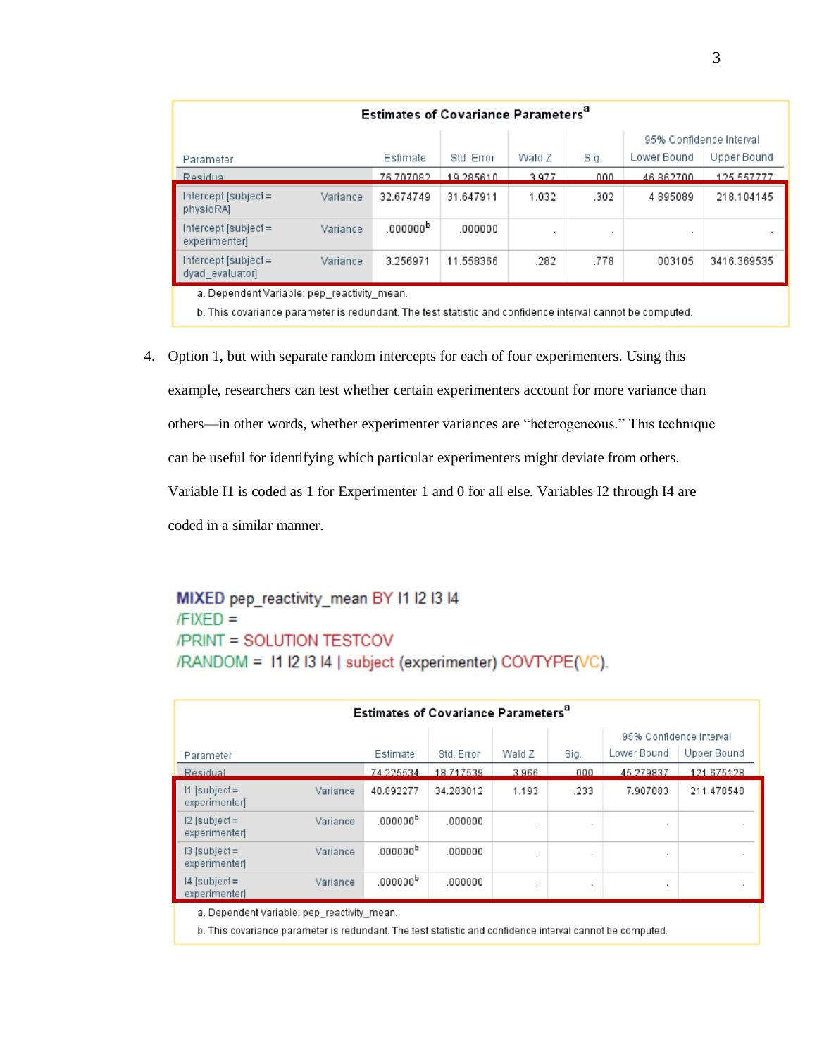**Estimates of Covariance Parameters**[a]

| Parameter | | Estimate | Std. Error | Wald Z | Sig. | 95% Confidence Interval Lower Bound | 95% Confidence Interval Upper Bound |
|---|---|---|---|---|---|---|---|
| Residual | | 76.707082 | 19.285610 | 3.977 | .000 | 46.862700 | 125.557777 |
| Intercept [subject = physioRA] | Variance | 32.674749 | 31.647911 | 1.032 | .302 | 4.895089 | 218.104145 |
| Intercept [subject = experimenter] | Variance | .000000[b] | .000000 | . | . | . | . |
| Intercept [subject = dyad_evaluator] | Variance | 3.256971 | 11.558366 | .282 | .778 | .003105 | 3416.369535 |

a. Dependent Variable: pep_reactivity_mean.

b. This covariance parameter is redundant. The test statistic and confidence interval cannot be computed.

4. Option 1, but with separate random intercepts for each of four experimenters. Using this example, researchers can test whether certain experimenters account for more variance than others—in other words, whether experimenter variances are "heterogeneous." This technique can be useful for identifying which particular experimenters might deviate from others. Variable I1 is coded as 1 for Experimenter 1 and 0 for all else. Variables I2 through I4 are coded in a similar manner.

```
MIXED pep_reactivity_mean BY I1 I2 I3 I4
/FIXED =
/PRINT = SOLUTION TESTCOV
/RANDOM = I1 I2 I3 I4 | subject (experimenter) COVTYPE(VC).
```

**Estimates of Covariance Parameters**[a]

| Parameter | | Estimate | Std. Error | Wald Z | Sig. | 95% Confidence Interval Lower Bound | 95% Confidence Interval Upper Bound |
|---|---|---|---|---|---|---|---|
| Residual | | 74.225534 | 18.717539 | 3.966 | .000 | 45.279837 | 121.675128 |
| I1 [subject = experimenter] | Variance | 40.892277 | 34.283012 | 1.193 | .233 | 7.907083 | 211.478548 |
| I2 [subject = experimenter] | Variance | .000000[b] | .000000 | . | . | . | . |
| I3 [subject = experimenter] | Variance | .000000[b] | .000000 | . | . | . | . |
| I4 [subject = experimenter] | Variance | .000000[b] | .000000 | . | . | . | . |

a. Dependent Variable: pep_reactivity_mean.

b. This covariance parameter is redundant. The test statistic and confidence interval cannot be computed.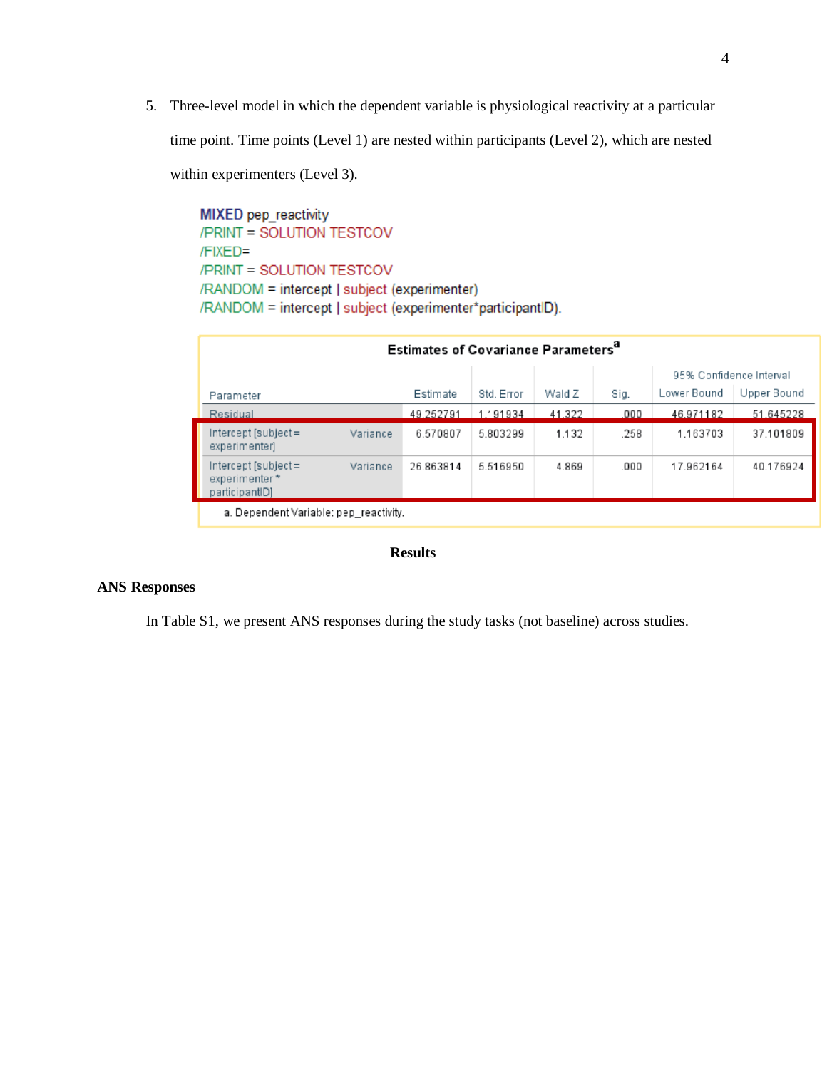5. Three-level model in which the dependent variable is physiological reactivity at a particular time point. Time points (Level 1) are nested within participants (Level 2), which are nested within experimenters (Level 3).

```
MIXED pep_reactivity
/PRINT = SOLUTION TESTCOV
/FIXED=
/PRINT = SOLUTION TESTCOV
/RANDOM = intercept | subject (experimenter)
/RANDOM = intercept | subject (experimenter*participantID).
```

**Estimates of Covariance Parameters**[a]

| Parameter | | Estimate | Std. Error | Wald Z | Sig. | 95% Confidence Interval | |
|---|---|---|---|---|---|---|---|
| | | | | | | Lower Bound | Upper Bound |
| Residual | | 49.252791 | 1.191934 | 41.322 | .000 | 46.971182 | 51.645228 |
| Intercept [subject = experimenter] | Variance | 6.570807 | 5.803299 | 1.132 | .258 | 1.163703 | 37.101809 |
| Intercept [subject = experimenter * participantID] | Variance | 26.863814 | 5.516950 | 4.869 | .000 | 17.962164 | 40.176924 |

a. Dependent Variable: pep_reactivity.

## Results

### ANS Responses

In Table S1, we present ANS responses during the study tasks (not baseline) across studies.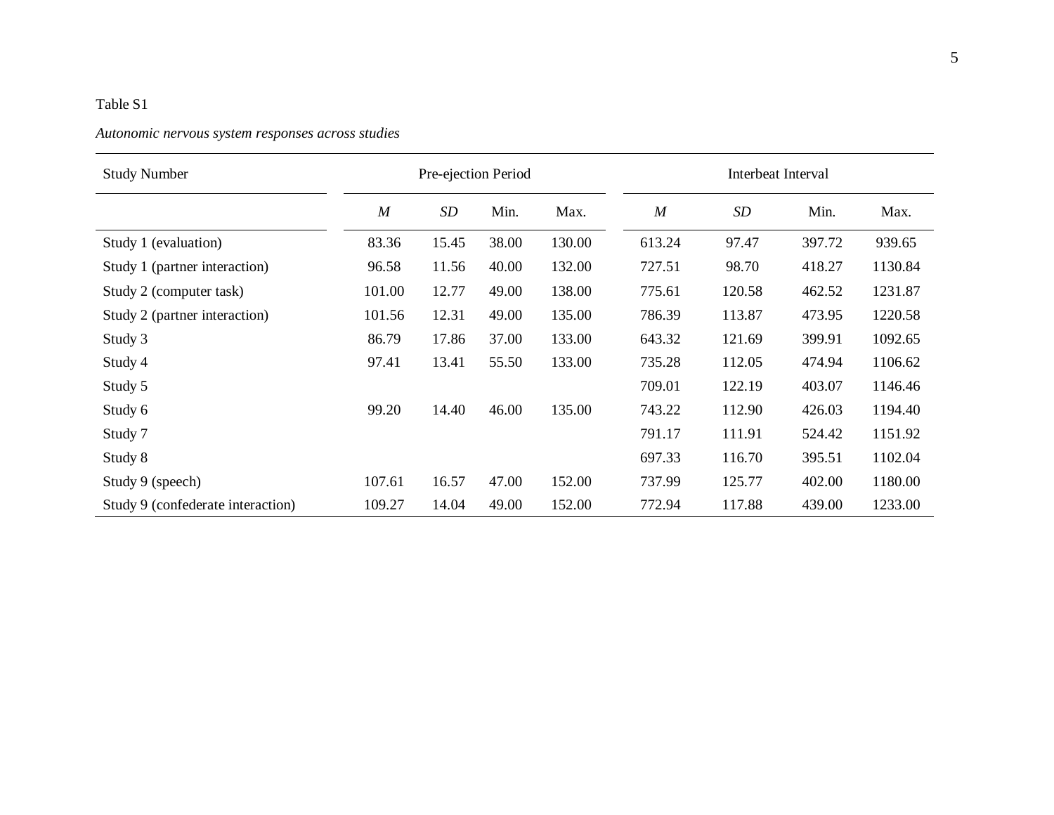Table S1

*Autonomic nervous system responses across studies*

| Study Number | Pre-ejection Period | | | | Interbeat Interval | | | |
|---|---|---|---|---|---|---|---|---|
| | *M* | *SD* | Min. | Max. | *M* | *SD* | Min. | Max. |
| Study 1 (evaluation) | 83.36 | 15.45 | 38.00 | 130.00 | 613.24 | 97.47 | 397.72 | 939.65 |
| Study 1 (partner interaction) | 96.58 | 11.56 | 40.00 | 132.00 | 727.51 | 98.70 | 418.27 | 1130.84 |
| Study 2 (computer task) | 101.00 | 12.77 | 49.00 | 138.00 | 775.61 | 120.58 | 462.52 | 1231.87 |
| Study 2 (partner interaction) | 101.56 | 12.31 | 49.00 | 135.00 | 786.39 | 113.87 | 473.95 | 1220.58 |
| Study 3 | 86.79 | 17.86 | 37.00 | 133.00 | 643.32 | 121.69 | 399.91 | 1092.65 |
| Study 4 | 97.41 | 13.41 | 55.50 | 133.00 | 735.28 | 112.05 | 474.94 | 1106.62 |
| Study 5 | | | | | 709.01 | 122.19 | 403.07 | 1146.46 |
| Study 6 | 99.20 | 14.40 | 46.00 | 135.00 | 743.22 | 112.90 | 426.03 | 1194.40 |
| Study 7 | | | | | 791.17 | 111.91 | 524.42 | 1151.92 |
| Study 8 | | | | | 697.33 | 116.70 | 395.51 | 1102.04 |
| Study 9 (speech) | 107.61 | 16.57 | 47.00 | 152.00 | 737.99 | 125.77 | 402.00 | 1180.00 |
| Study 9 (confederate interaction) | 109.27 | 14.04 | 49.00 | 152.00 | 772.94 | 117.88 | 439.00 | 1233.00 |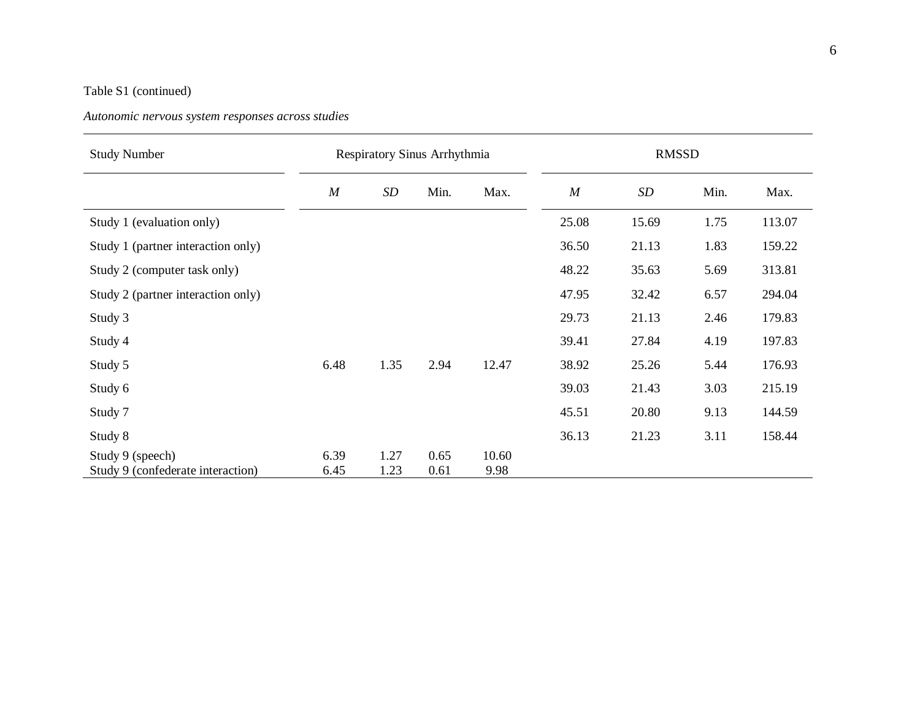Table S1 (continued)

*Autonomic nervous system responses across studies*

| Study Number | Respiratory Sinus Arrhythmia | | | | RMSSD | | | |
|---|---|---|---|---|---|---|---|---|
| | *M* | *SD* | Min. | Max. | *M* | *SD* | Min. | Max. |
| Study 1 (evaluation only) | | | | | 25.08 | 15.69 | 1.75 | 113.07 |
| Study 1 (partner interaction only) | | | | | 36.50 | 21.13 | 1.83 | 159.22 |
| Study 2 (computer task only) | | | | | 48.22 | 35.63 | 5.69 | 313.81 |
| Study 2 (partner interaction only) | | | | | 47.95 | 32.42 | 6.57 | 294.04 |
| Study 3 | | | | | 29.73 | 21.13 | 2.46 | 179.83 |
| Study 4 | | | | | 39.41 | 27.84 | 4.19 | 197.83 |
| Study 5 | 6.48 | 1.35 | 2.94 | 12.47 | 38.92 | 25.26 | 5.44 | 176.93 |
| Study 6 | | | | | 39.03 | 21.43 | 3.03 | 215.19 |
| Study 7 | | | | | 45.51 | 20.80 | 9.13 | 144.59 |
| Study 8 | | | | | 36.13 | 21.23 | 3.11 | 158.44 |
| Study 9 (speech) | 6.39 | 1.27 | 0.65 | 10.60 | | | | |
| Study 9 (confederate interaction) | 6.45 | 1.23 | 0.61 | 9.98 | | | | |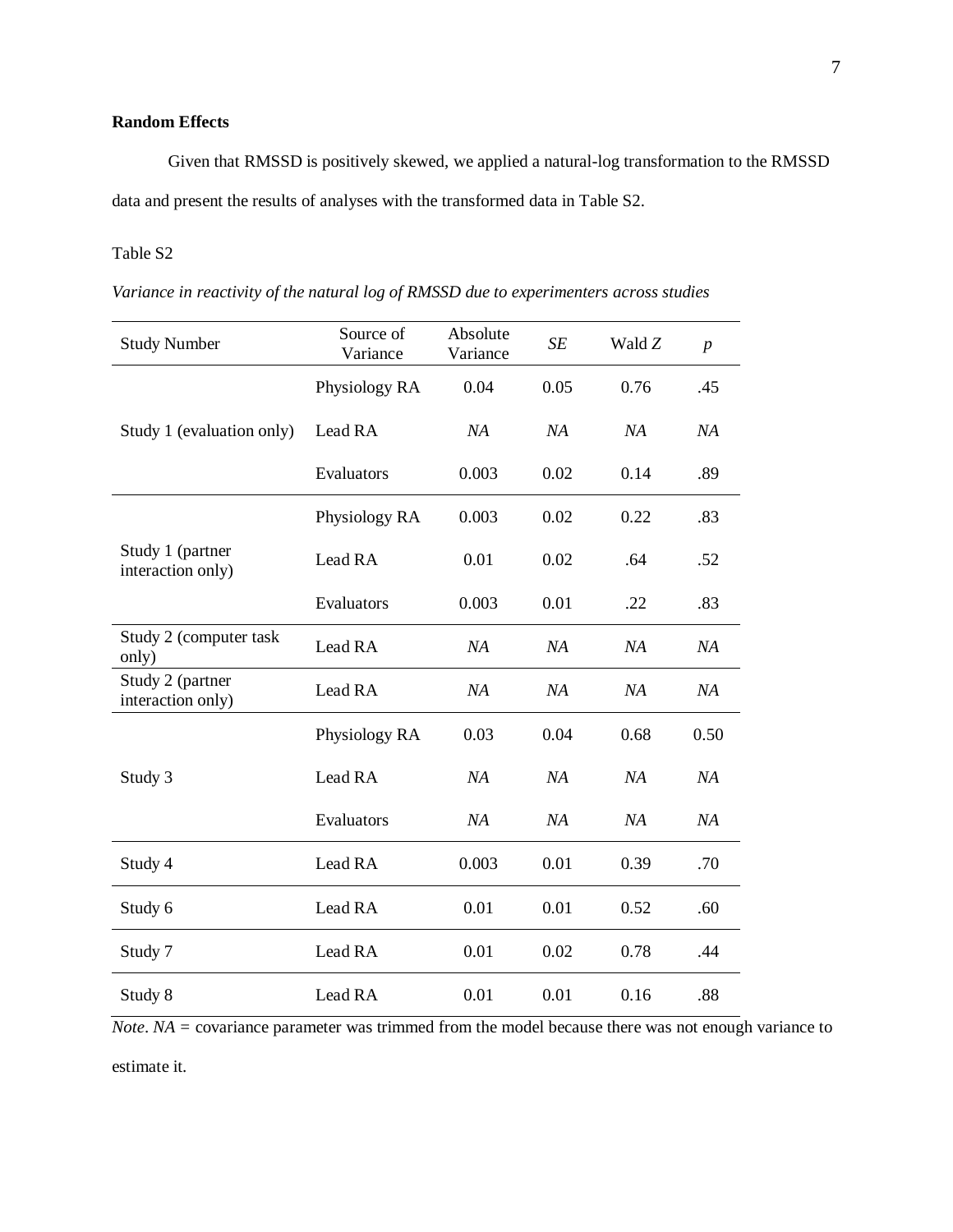**Random Effects**

Given that RMSSD is positively skewed, we applied a natural-log transformation to the RMSSD data and present the results of analyses with the transformed data in Table S2.

Table S2

*Variance in reactivity of the natural log of RMSSD due to experimenters across studies*

| Study Number | Source of Variance | Absolute Variance | *SE* | Wald *Z* | *p* |
|---|---|---|---|---|---|
| Study 1 (evaluation only) | Physiology RA | 0.04 | 0.05 | 0.76 | .45 |
| | Lead RA | *NA* | *NA* | *NA* | *NA* |
| | Evaluators | 0.003 | 0.02 | 0.14 | .89 |
| Study 1 (partner interaction only) | Physiology RA | 0.003 | 0.02 | 0.22 | .83 |
| | Lead RA | 0.01 | 0.02 | .64 | .52 |
| | Evaluators | 0.003 | 0.01 | .22 | .83 |
| Study 2 (computer task only) | Lead RA | *NA* | *NA* | *NA* | *NA* |
| Study 2 (partner interaction only) | Lead RA | *NA* | *NA* | *NA* | *NA* |
| Study 3 | Physiology RA | 0.03 | 0.04 | 0.68 | 0.50 |
| | Lead RA | *NA* | *NA* | *NA* | *NA* |
| | Evaluators | *NA* | *NA* | *NA* | *NA* |
| Study 4 | Lead RA | 0.003 | 0.01 | 0.39 | .70 |
| Study 6 | Lead RA | 0.01 | 0.01 | 0.52 | .60 |
| Study 7 | Lead RA | 0.01 | 0.02 | 0.78 | .44 |
| Study 8 | Lead RA | 0.01 | 0.01 | 0.16 | .88 |

*Note*. *NA* = covariance parameter was trimmed from the model because there was not enough variance to estimate it.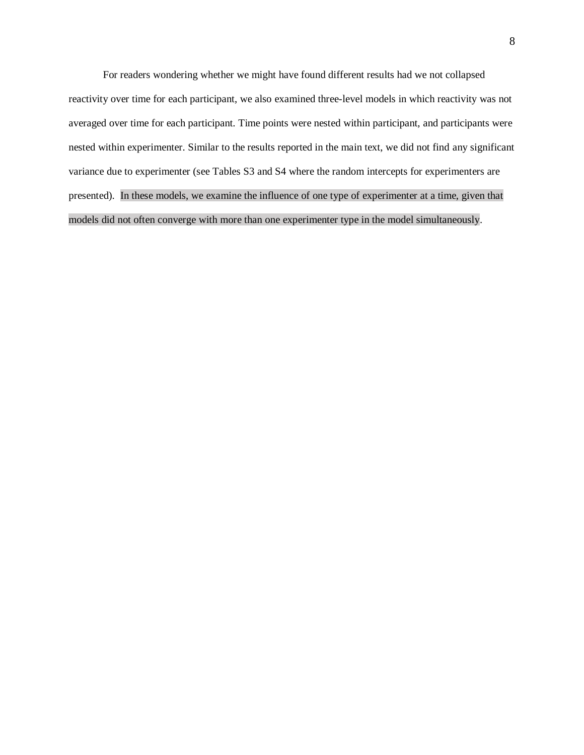For readers wondering whether we might have found different results had we not collapsed reactivity over time for each participant, we also examined three-level models in which reactivity was not averaged over time for each participant. Time points were nested within participant, and participants were nested within experimenter. Similar to the results reported in the main text, we did not find any significant variance due to experimenter (see Tables S3 and S4 where the random intercepts for experimenters are presented). In these models, we examine the influence of one type of experimenter at a time, given that models did not often converge with more than one experimenter type in the model simultaneously.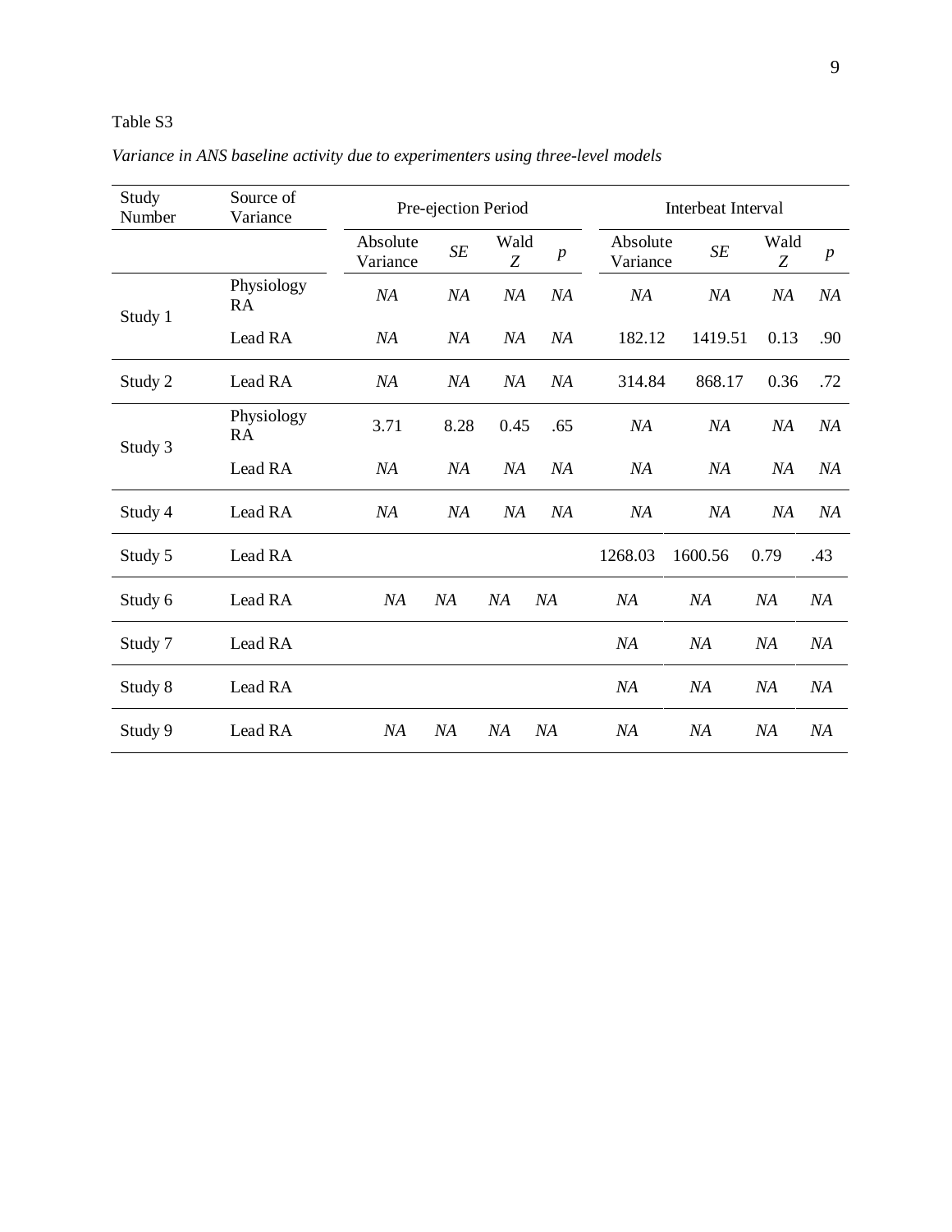Table S3

*Variance in ANS baseline activity due to experimenters using three-level models*

| Study Number | Source of Variance | Pre-ejection Period | | | | Interbeat Interval | | | |
|---|---|---|---|---|---|---|---|---|---|
| | | Absolute Variance | *SE* | Wald *Z* | *p* | Absolute Variance | *SE* | Wald *Z* | *p* |
| Study 1 | Physiology RA | *NA* | *NA* | *NA* | *NA* | *NA* | *NA* | *NA* | *NA* |
| | Lead RA | *NA* | *NA* | *NA* | *NA* | 182.12 | 1419.51 | 0.13 | .90 |
| Study 2 | Lead RA | *NA* | *NA* | *NA* | *NA* | 314.84 | 868.17 | 0.36 | .72 |
| Study 3 | Physiology RA | 3.71 | 8.28 | 0.45 | .65 | *NA* | *NA* | *NA* | *NA* |
| | Lead RA | *NA* | *NA* | *NA* | *NA* | *NA* | *NA* | *NA* | *NA* |
| Study 4 | Lead RA | *NA* | *NA* | *NA* | *NA* | *NA* | *NA* | *NA* | *NA* |
| Study 5 | Lead RA | | | | | 1268.03 | 1600.56 | 0.79 | .43 |
| Study 6 | Lead RA | *NA* | *NA* | *NA* | *NA* | *NA* | *NA* | *NA* | *NA* |
| Study 7 | Lead RA | | | | | *NA* | *NA* | *NA* | *NA* |
| Study 8 | Lead RA | | | | | *NA* | *NA* | *NA* | *NA* |
| Study 9 | Lead RA | *NA* | *NA* | *NA* | *NA* | *NA* | *NA* | *NA* | *NA* |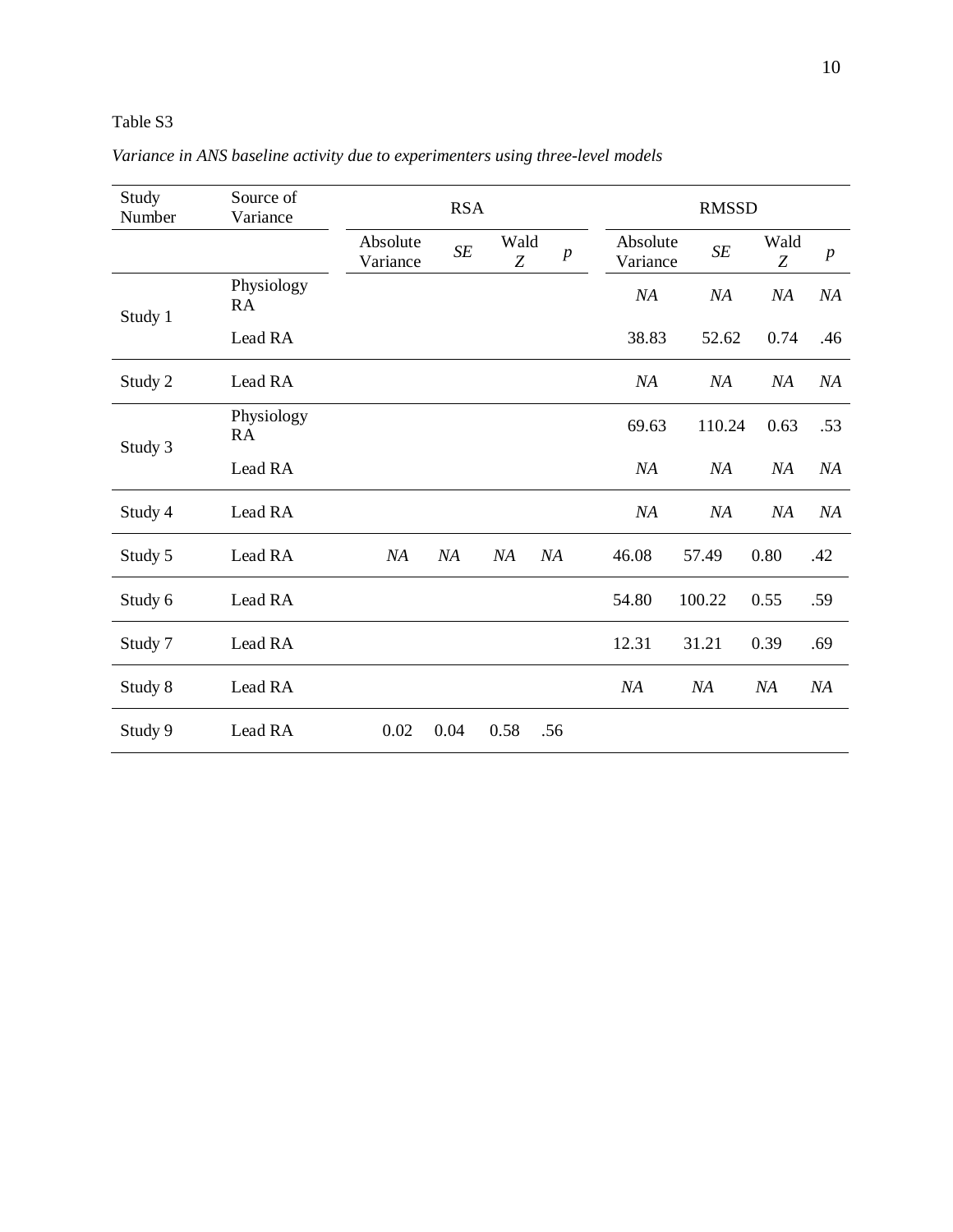Table S3

*Variance in ANS baseline activity due to experimenters using three-level models*

| Study Number | Source of Variance | RSA | | | | RMSSD | | | |
|---|---|---|---|---|---|---|---|---|---|
| | | Absolute Variance | *SE* | Wald *Z* | *p* | Absolute Variance | *SE* | Wald *Z* | *p* |
| Study 1 | Physiology RA | | | | | *NA* | *NA* | *NA* | *NA* |
| | Lead RA | | | | | 38.83 | 52.62 | 0.74 | .46 |
| Study 2 | Lead RA | | | | | *NA* | *NA* | *NA* | *NA* |
| Study 3 | Physiology RA | | | | | 69.63 | 110.24 | 0.63 | .53 |
| | Lead RA | | | | | *NA* | *NA* | *NA* | *NA* |
| Study 4 | Lead RA | | | | | *NA* | *NA* | *NA* | *NA* |
| Study 5 | Lead RA | *NA* | *NA* | *NA* | *NA* | 46.08 | 57.49 | 0.80 | .42 |
| Study 6 | Lead RA | | | | | 54.80 | 100.22 | 0.55 | .59 |
| Study 7 | Lead RA | | | | | 12.31 | 31.21 | 0.39 | .69 |
| Study 8 | Lead RA | | | | | *NA* | *NA* | *NA* | *NA* |
| Study 9 | Lead RA | 0.02 | 0.04 | 0.58 | .56 | | | | |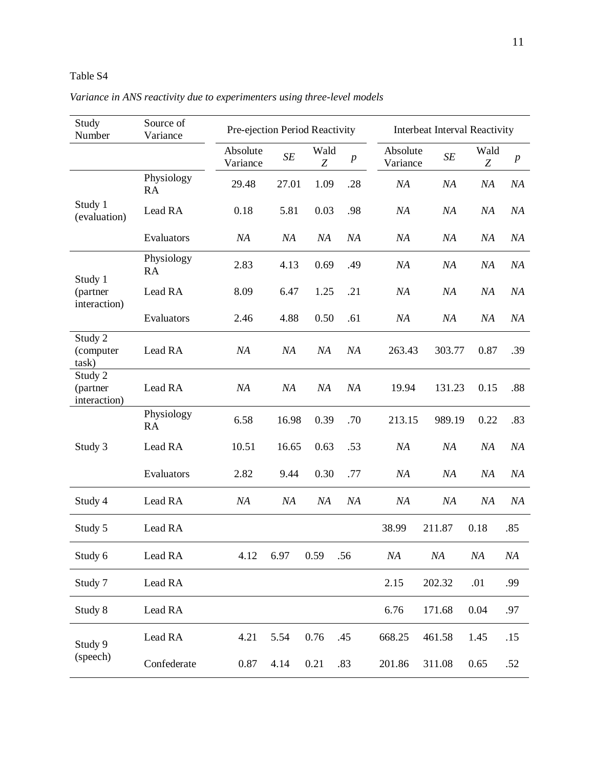Table S4

*Variance in ANS reactivity due to experimenters using three-level models*

| Study Number | Source of Variance | Pre-ejection Period Reactivity | | | | Interbeat Interval Reactivity | | | |
|---|---|---|---|---|---|---|---|---|---|
| | | Absolute Variance | *SE* | Wald *Z* | *p* | Absolute Variance | *SE* | Wald *Z* | *p* |
| Study 1 (evaluation) | Physiology RA | 29.48 | 27.01 | 1.09 | .28 | *NA* | *NA* | *NA* | *NA* |
| | Lead RA | 0.18 | 5.81 | 0.03 | .98 | *NA* | *NA* | *NA* | *NA* |
| | Evaluators | *NA* | *NA* | *NA* | *NA* | *NA* | *NA* | *NA* | *NA* |
| Study 1 (partner interaction) | Physiology RA | 2.83 | 4.13 | 0.69 | .49 | *NA* | *NA* | *NA* | *NA* |
| | Lead RA | 8.09 | 6.47 | 1.25 | .21 | *NA* | *NA* | *NA* | *NA* |
| | Evaluators | 2.46 | 4.88 | 0.50 | .61 | *NA* | *NA* | *NA* | *NA* |
| Study 2 (computer task) | Lead RA | *NA* | *NA* | *NA* | *NA* | 263.43 | 303.77 | 0.87 | .39 |
| Study 2 (partner interaction) | Lead RA | *NA* | *NA* | *NA* | *NA* | 19.94 | 131.23 | 0.15 | .88 |
| Study 3 | Physiology RA | 6.58 | 16.98 | 0.39 | .70 | 213.15 | 989.19 | 0.22 | .83 |
| | Lead RA | 10.51 | 16.65 | 0.63 | .53 | *NA* | *NA* | *NA* | *NA* |
| | Evaluators | 2.82 | 9.44 | 0.30 | .77 | *NA* | *NA* | *NA* | *NA* |
| Study 4 | Lead RA | *NA* | *NA* | *NA* | *NA* | *NA* | *NA* | *NA* | *NA* |
| Study 5 | Lead RA | | | | | 38.99 | 211.87 | 0.18 | .85 |
| Study 6 | Lead RA | 4.12 | 6.97 | 0.59 | .56 | *NA* | *NA* | *NA* | *NA* |
| Study 7 | Lead RA | | | | | 2.15 | 202.32 | .01 | .99 |
| Study 8 | Lead RA | | | | | 6.76 | 171.68 | 0.04 | .97 |
| Study 9 (speech) | Lead RA | 4.21 | 5.54 | 0.76 | .45 | 668.25 | 461.58 | 1.45 | .15 |
| | Confederate | 0.87 | 4.14 | 0.21 | .83 | 201.86 | 311.08 | 0.65 | .52 |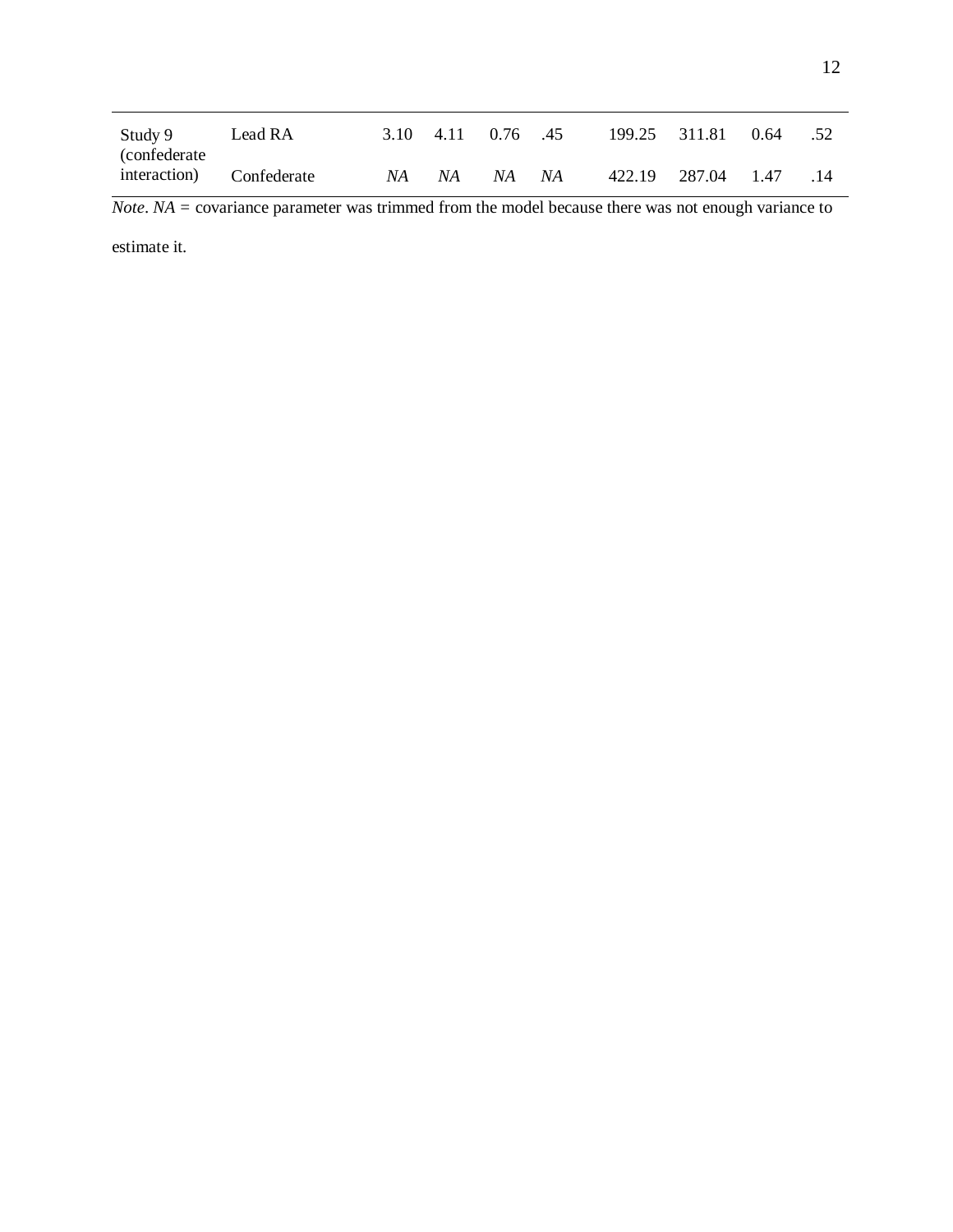| | | | | | | | | | |
|---|---|---|---|---|---|---|---|---|---|
| Study 9 (confederate interaction) | Lead RA | 3.10 | 4.11 | 0.76 | .45 | 199.25 | 311.81 | 0.64 | .52 |
| | Confederate | *NA* | *NA* | *NA* | *NA* | 422.19 | 287.04 | 1.47 | .14 |

*Note*. *NA* = covariance parameter was trimmed from the model because there was not enough variance to estimate it.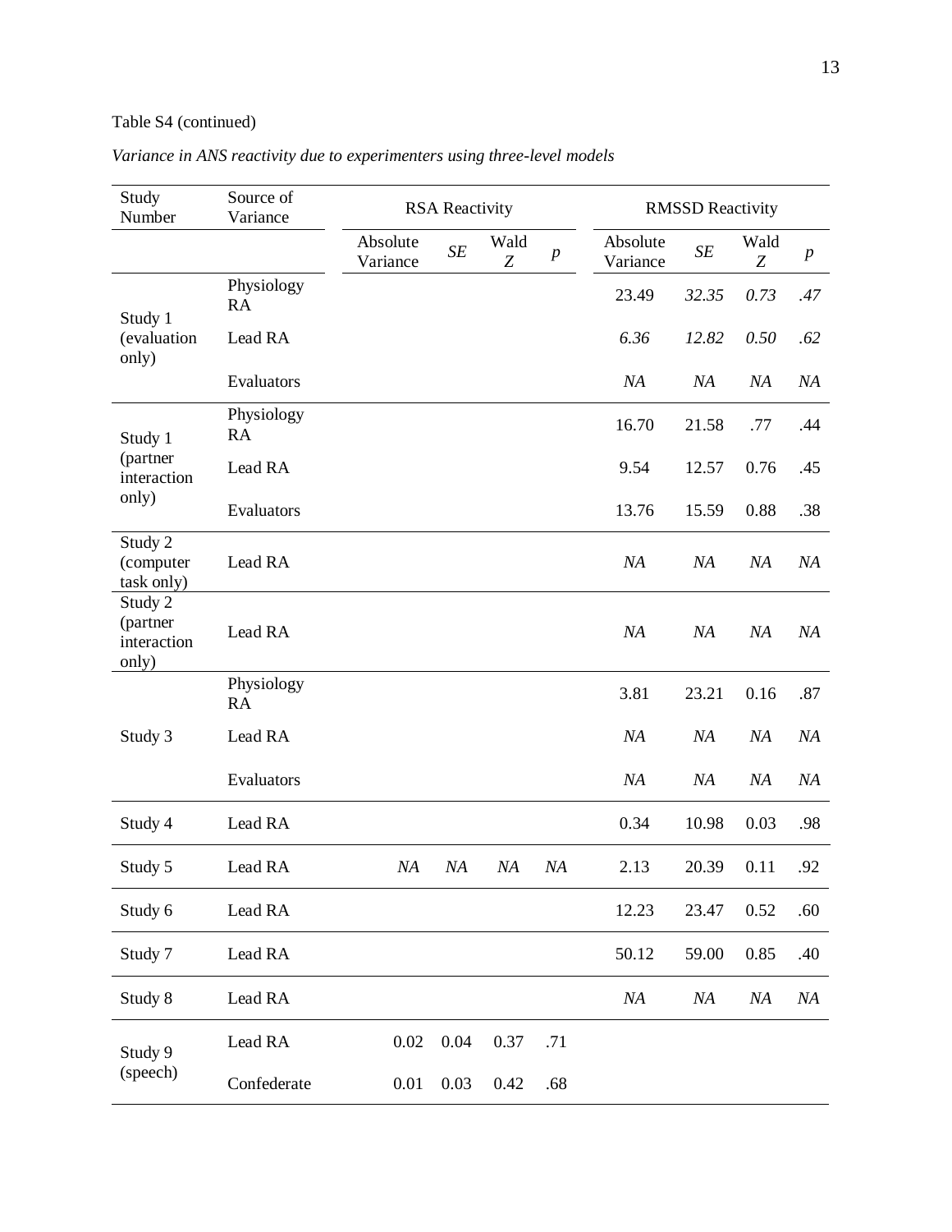Table S4 (continued)

*Variance in ANS reactivity due to experimenters using three-level models*

| Study Number | Source of Variance | RSA Reactivity | | | | RMSSD Reactivity | | | |
|---|---|---|---|---|---|---|---|---|---|
| | | Absolute Variance | *SE* | Wald *Z* | *p* | Absolute Variance | *SE* | Wald *Z* | *p* |
| Study 1 (evaluation only) | Physiology RA | | | | | 23.49 | *32.35* | *0.73* | *.47* |
| | Lead RA | | | | | *6.36* | *12.82* | *0.50* | *.62* |
| | Evaluators | | | | | *NA* | *NA* | *NA* | *NA* |
| Study 1 (partner interaction only) | Physiology RA | | | | | 16.70 | 21.58 | .77 | .44 |
| | Lead RA | | | | | 9.54 | 12.57 | 0.76 | .45 |
| | Evaluators | | | | | 13.76 | 15.59 | 0.88 | .38 |
| Study 2 (computer task only) | Lead RA | | | | | *NA* | *NA* | *NA* | *NA* |
| Study 2 (partner interaction only) | Lead RA | | | | | *NA* | *NA* | *NA* | *NA* |
| Study 3 | Physiology RA | | | | | 3.81 | 23.21 | 0.16 | .87 |
| | Lead RA | | | | | *NA* | *NA* | *NA* | *NA* |
| | Evaluators | | | | | *NA* | *NA* | *NA* | *NA* |
| Study 4 | Lead RA | | | | | 0.34 | 10.98 | 0.03 | .98 |
| Study 5 | Lead RA | *NA* | *NA* | *NA* | *NA* | 2.13 | 20.39 | 0.11 | .92 |
| Study 6 | Lead RA | | | | | 12.23 | 23.47 | 0.52 | .60 |
| Study 7 | Lead RA | | | | | 50.12 | 59.00 | 0.85 | .40 |
| Study 8 | Lead RA | | | | | *NA* | *NA* | *NA* | *NA* |
| Study 9 (speech) | Lead RA | 0.02 | 0.04 | 0.37 | .71 | | | | |
| | Confederate | 0.01 | 0.03 | 0.42 | .68 | | | | |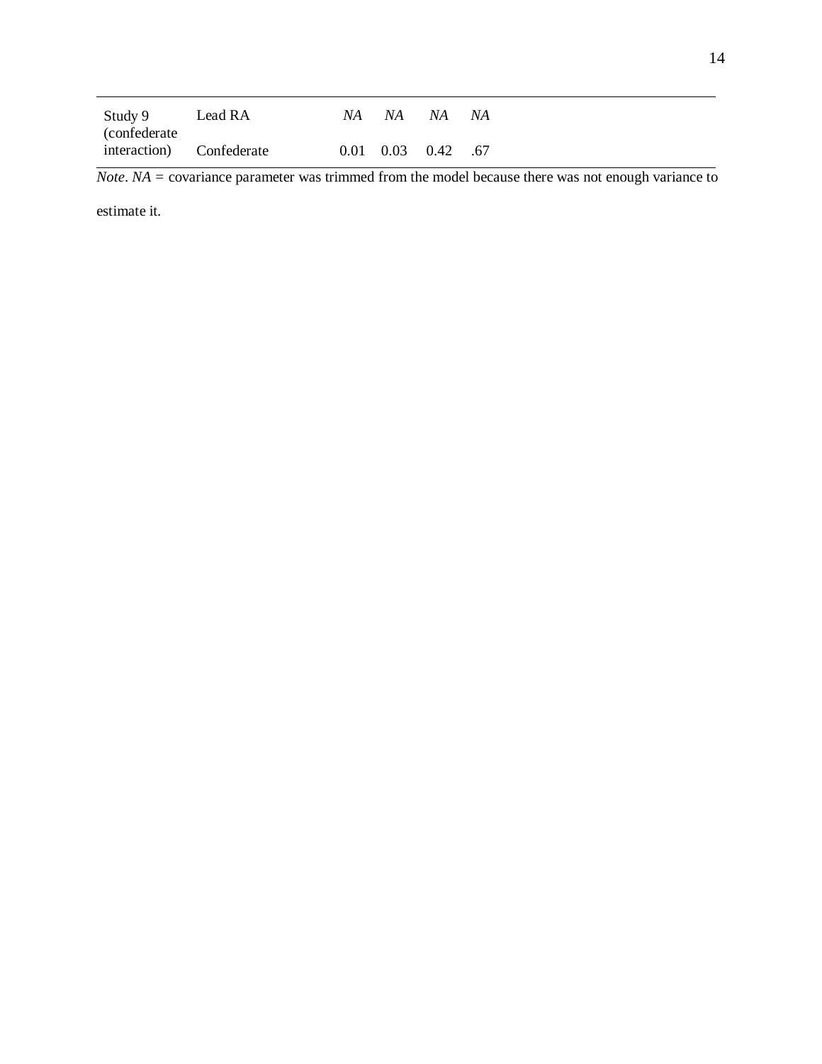| | | | | | |
|---|---|---|---|---|---|
| Study 9 (confederate interaction) | Lead RA | *NA* | *NA* | *NA* | *NA* |
| | Confederate | 0.01 | 0.03 | 0.42 | .67 |

*Note*. *NA* = covariance parameter was trimmed from the model because there was not enough variance to estimate it.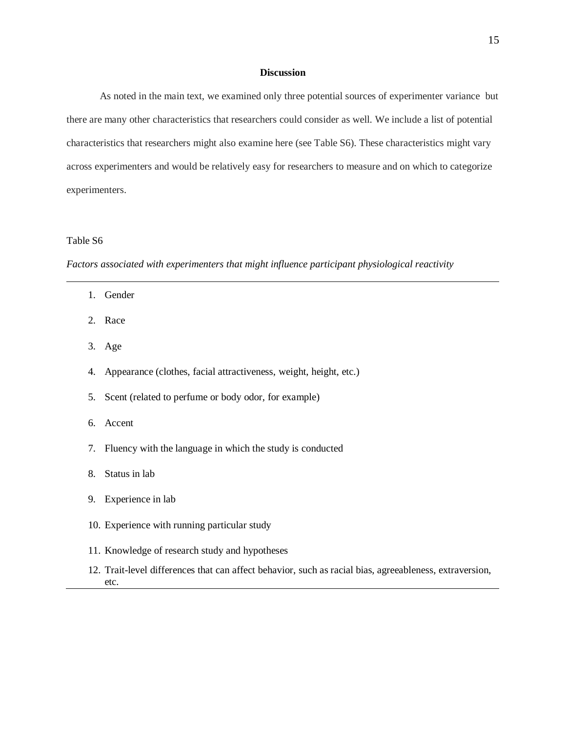## Discussion

As noted in the main text, we examined only three potential sources of experimenter variance but there are many other characteristics that researchers could consider as well. We include a list of potential characteristics that researchers might also examine here (see Table S6). These characteristics might vary across experimenters and would be relatively easy for researchers to measure and on which to categorize experimenters.

Table S6

*Factors associated with experimenters that might influence participant physiological reactivity*

1. Gender
2. Race
3. Age
4. Appearance (clothes, facial attractiveness, weight, height, etc.)
5. Scent (related to perfume or body odor, for example)
6. Accent
7. Fluency with the language in which the study is conducted
8. Status in lab
9. Experience in lab
10. Experience with running particular study
11. Knowledge of research study and hypotheses
12. Trait-level differences that can affect behavior, such as racial bias, agreeableness, extraversion, etc.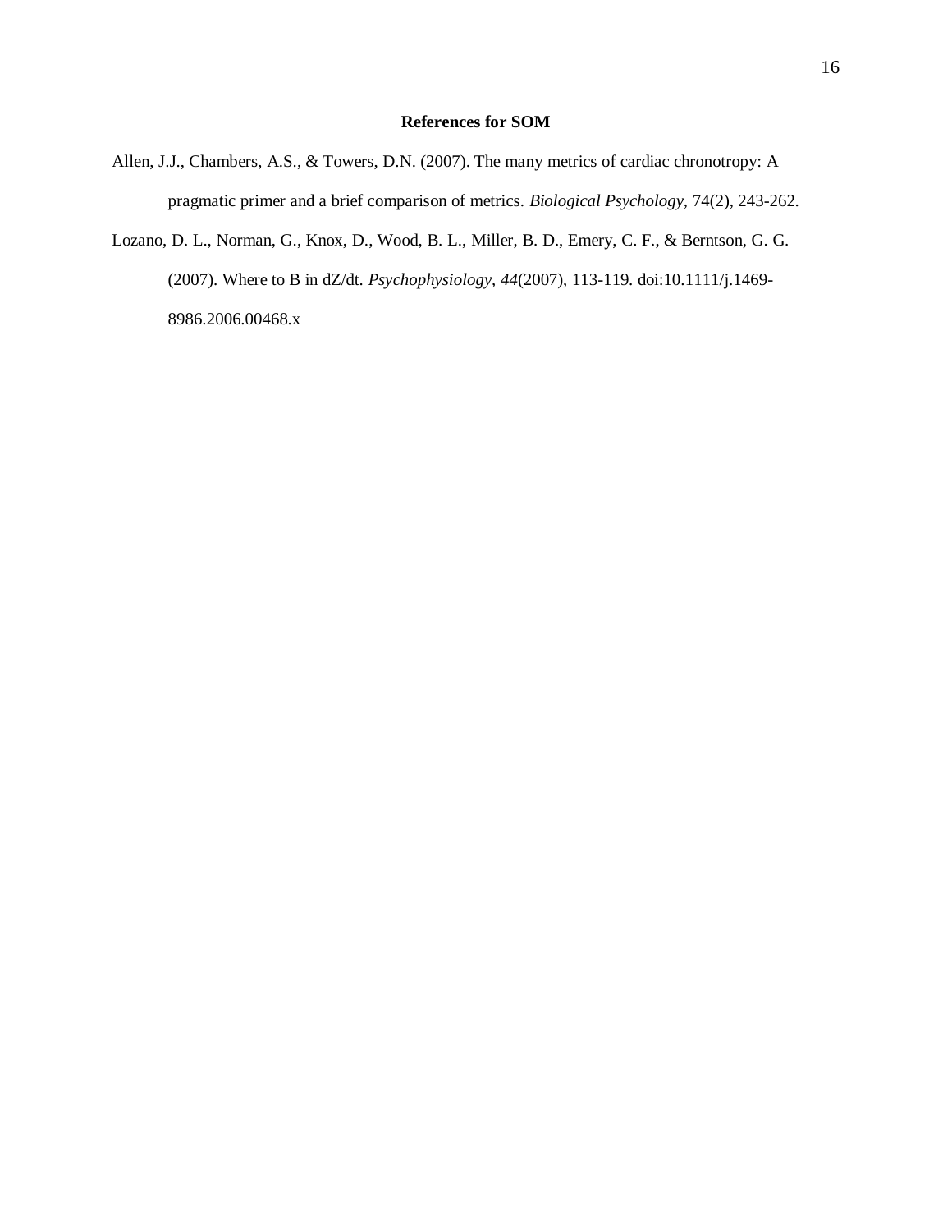**References for SOM**

Allen, J.J., Chambers, A.S., & Towers, D.N. (2007). The many metrics of cardiac chronotropy: A pragmatic primer and a brief comparison of metrics. *Biological Psychology,* 74(2), 243-262.

Lozano, D. L., Norman, G., Knox, D., Wood, B. L., Miller, B. D., Emery, C. F., & Berntson, G. G. (2007). Where to B in dZ/dt. *Psychophysiology, 44*(2007), 113-119. doi:10.1111/j.1469-8986.2006.00468.x